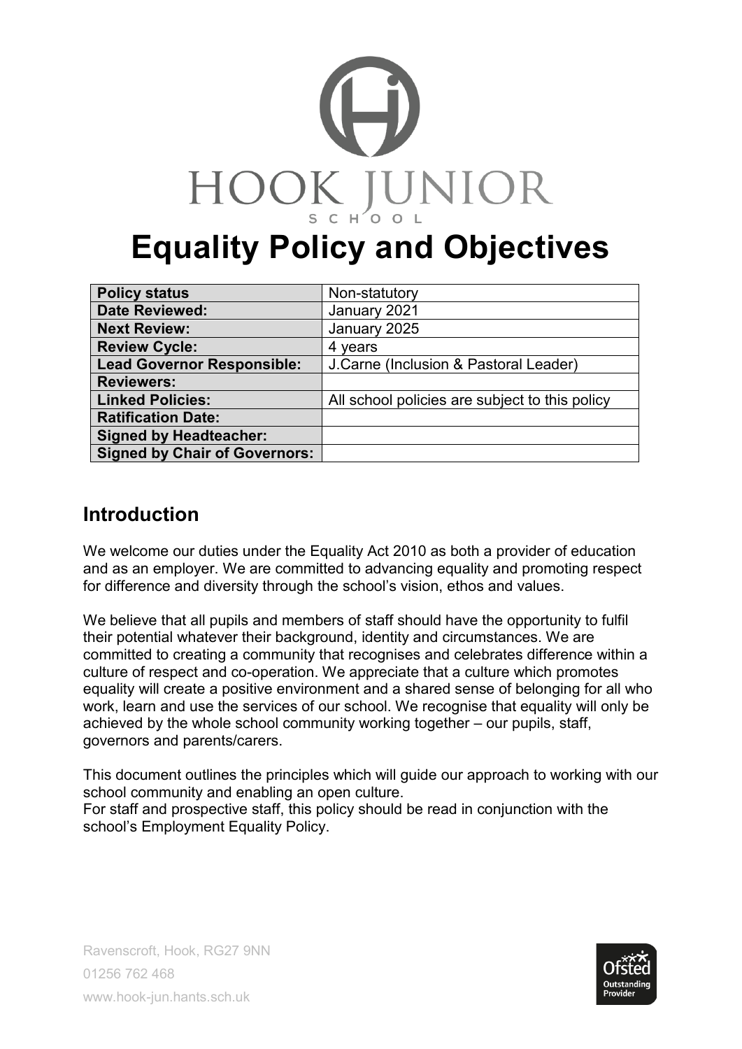HOOK JUNIOR SCHOOL

# Equality Policy and Objectives

| Policy status | Non-statutory |
|---|---|
| Date Reviewed: | January 2021 |
| Next Review: | January 2025 |
| Review Cycle: | 4 years |
| Lead Governor Responsible: | J.Carne (Inclusion & Pastoral Leader) |
| Reviewers: | |
| Linked Policies: | All school policies are subject to this policy |
| Ratification Date: | |
| Signed by Headteacher: | |
| Signed by Chair of Governors: | |

## Introduction

We welcome our duties under the Equality Act 2010 as both a provider of education and as an employer. We are committed to advancing equality and promoting respect for difference and diversity through the school's vision, ethos and values.

We believe that all pupils and members of staff should have the opportunity to fulfil their potential whatever their background, identity and circumstances. We are committed to creating a community that recognises and celebrates difference within a culture of respect and co-operation. We appreciate that a culture which promotes equality will create a positive environment and a shared sense of belonging for all who work, learn and use the services of our school. We recognise that equality will only be achieved by the whole school community working together – our pupils, staff, governors and parents/carers.

This document outlines the principles which will guide our approach to working with our school community and enabling an open culture.
For staff and prospective staff, this policy should be read in conjunction with the school's Employment Equality Policy.

Ravenscroft, Hook, RG27 9NN
01256 762 468
www.hook-jun.hants.sch.uk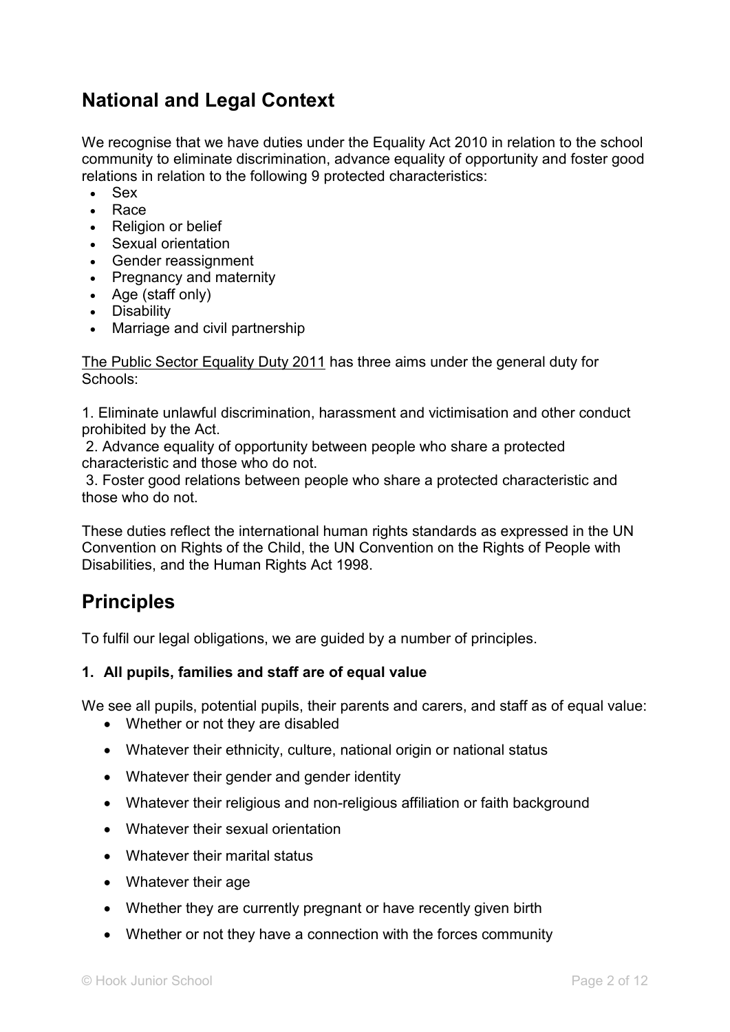## National and Legal Context

We recognise that we have duties under the Equality Act 2010 in relation to the school community to eliminate discrimination, advance equality of opportunity and foster good relations in relation to the following 9 protected characteristics:

- Sex
- Race
- Religion or belief
- Sexual orientation
- Gender reassignment
- Pregnancy and maternity
- Age (staff only)
- Disability
- Marriage and civil partnership

The Public Sector Equality Duty 2011 has three aims under the general duty for Schools:

1. Eliminate unlawful discrimination, harassment and victimisation and other conduct prohibited by the Act.
2. Advance equality of opportunity between people who share a protected characteristic and those who do not.
3. Foster good relations between people who share a protected characteristic and those who do not.

These duties reflect the international human rights standards as expressed in the UN Convention on Rights of the Child, the UN Convention on the Rights of People with Disabilities, and the Human Rights Act 1998.

## Principles

To fulfil our legal obligations, we are guided by a number of principles.

### 1. All pupils, families and staff are of equal value

We see all pupils, potential pupils, their parents and carers, and staff as of equal value:

- Whether or not they are disabled
- Whatever their ethnicity, culture, national origin or national status
- Whatever their gender and gender identity
- Whatever their religious and non-religious affiliation or faith background
- Whatever their sexual orientation
- Whatever their marital status
- Whatever their age
- Whether they are currently pregnant or have recently given birth
- Whether or not they have a connection with the forces community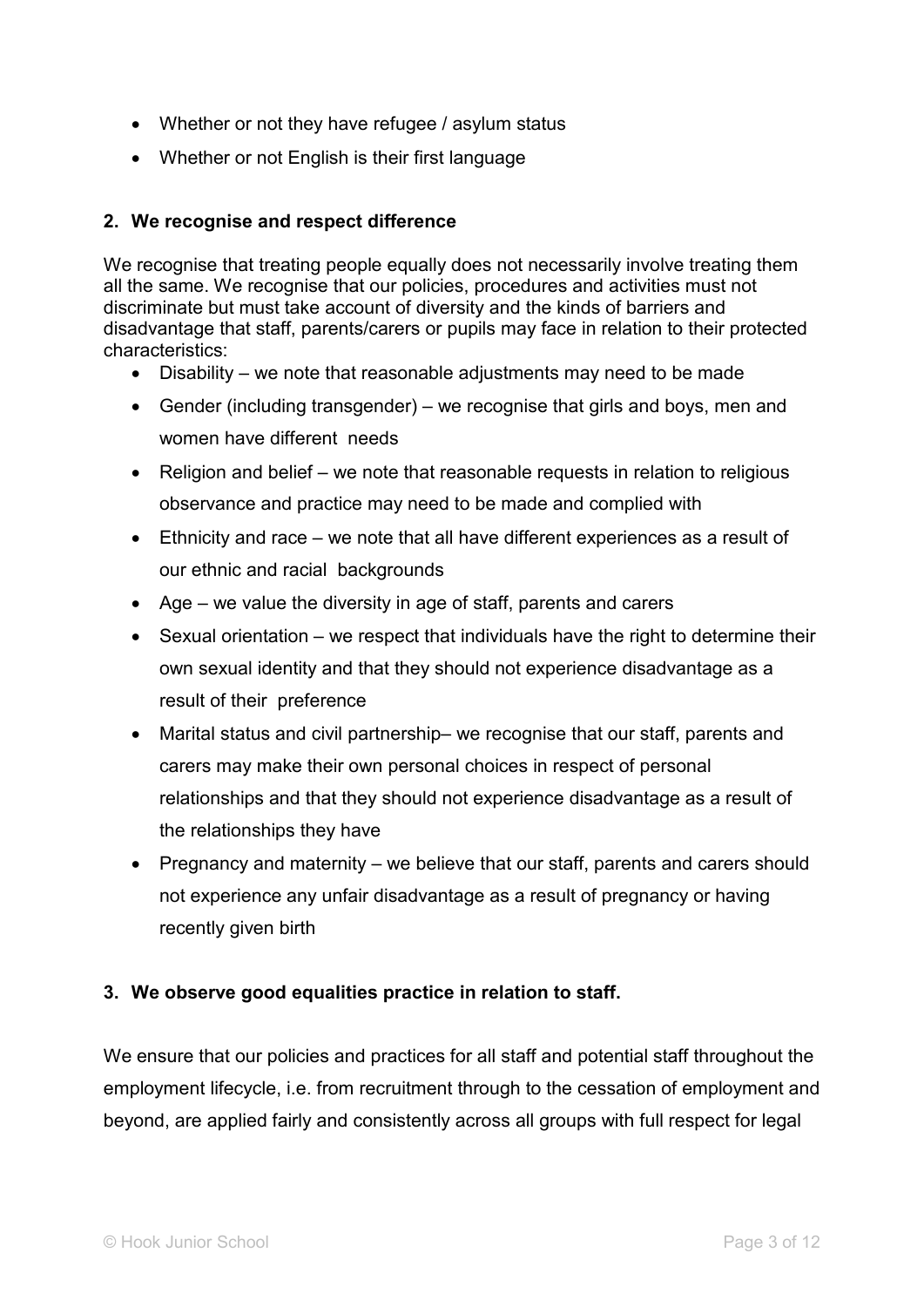- Whether or not they have refugee / asylum status
- Whether or not English is their first language

**2. We recognise and respect difference**

We recognise that treating people equally does not necessarily involve treating them all the same. We recognise that our policies, procedures and activities must not discriminate but must take account of diversity and the kinds of barriers and disadvantage that staff, parents/carers or pupils may face in relation to their protected characteristics:

- Disability – we note that reasonable adjustments may need to be made
- Gender (including transgender) – we recognise that girls and boys, men and women have different needs
- Religion and belief – we note that reasonable requests in relation to religious observance and practice may need to be made and complied with
- Ethnicity and race – we note that all have different experiences as a result of our ethnic and racial backgrounds
- Age – we value the diversity in age of staff, parents and carers
- Sexual orientation – we respect that individuals have the right to determine their own sexual identity and that they should not experience disadvantage as a result of their preference
- Marital status and civil partnership– we recognise that our staff, parents and carers may make their own personal choices in respect of personal relationships and that they should not experience disadvantage as a result of the relationships they have
- Pregnancy and maternity – we believe that our staff, parents and carers should not experience any unfair disadvantage as a result of pregnancy or having recently given birth

**3. We observe good equalities practice in relation to staff.**

We ensure that our policies and practices for all staff and potential staff throughout the employment lifecycle, i.e. from recruitment through to the cessation of employment and beyond, are applied fairly and consistently across all groups with full respect for legal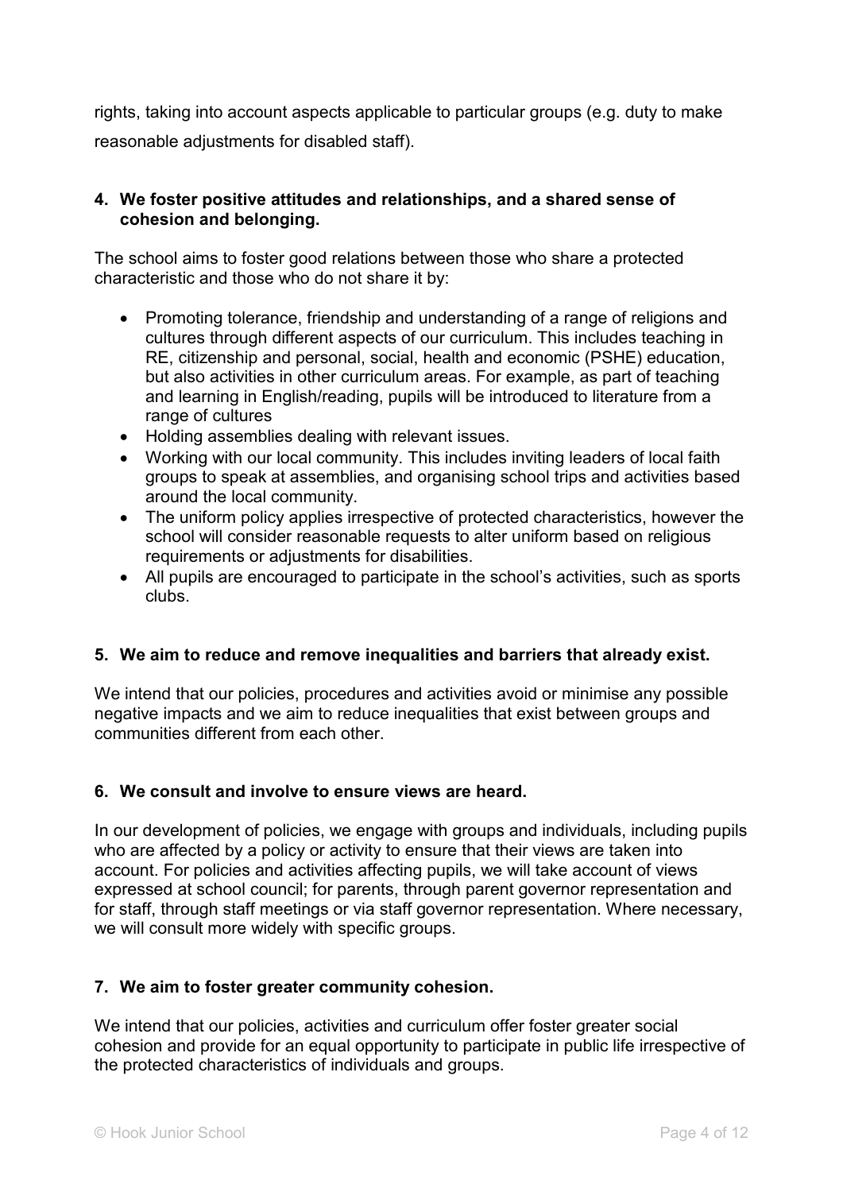rights, taking into account aspects applicable to particular groups (e.g. duty to make reasonable adjustments for disabled staff).

**4. We foster positive attitudes and relationships, and a shared sense of cohesion and belonging.**

The school aims to foster good relations between those who share a protected characteristic and those who do not share it by:

- Promoting tolerance, friendship and understanding of a range of religions and cultures through different aspects of our curriculum. This includes teaching in RE, citizenship and personal, social, health and economic (PSHE) education, but also activities in other curriculum areas. For example, as part of teaching and learning in English/reading, pupils will be introduced to literature from a range of cultures
- Holding assemblies dealing with relevant issues.
- Working with our local community. This includes inviting leaders of local faith groups to speak at assemblies, and organising school trips and activities based around the local community.
- The uniform policy applies irrespective of protected characteristics, however the school will consider reasonable requests to alter uniform based on religious requirements or adjustments for disabilities.
- All pupils are encouraged to participate in the school's activities, such as sports clubs.

**5. We aim to reduce and remove inequalities and barriers that already exist.**

We intend that our policies, procedures and activities avoid or minimise any possible negative impacts and we aim to reduce inequalities that exist between groups and communities different from each other.

**6. We consult and involve to ensure views are heard.**

In our development of policies, we engage with groups and individuals, including pupils who are affected by a policy or activity to ensure that their views are taken into account. For policies and activities affecting pupils, we will take account of views expressed at school council; for parents, through parent governor representation and for staff, through staff meetings or via staff governor representation. Where necessary, we will consult more widely with specific groups.

**7. We aim to foster greater community cohesion.**

We intend that our policies, activities and curriculum offer foster greater social cohesion and provide for an equal opportunity to participate in public life irrespective of the protected characteristics of individuals and groups.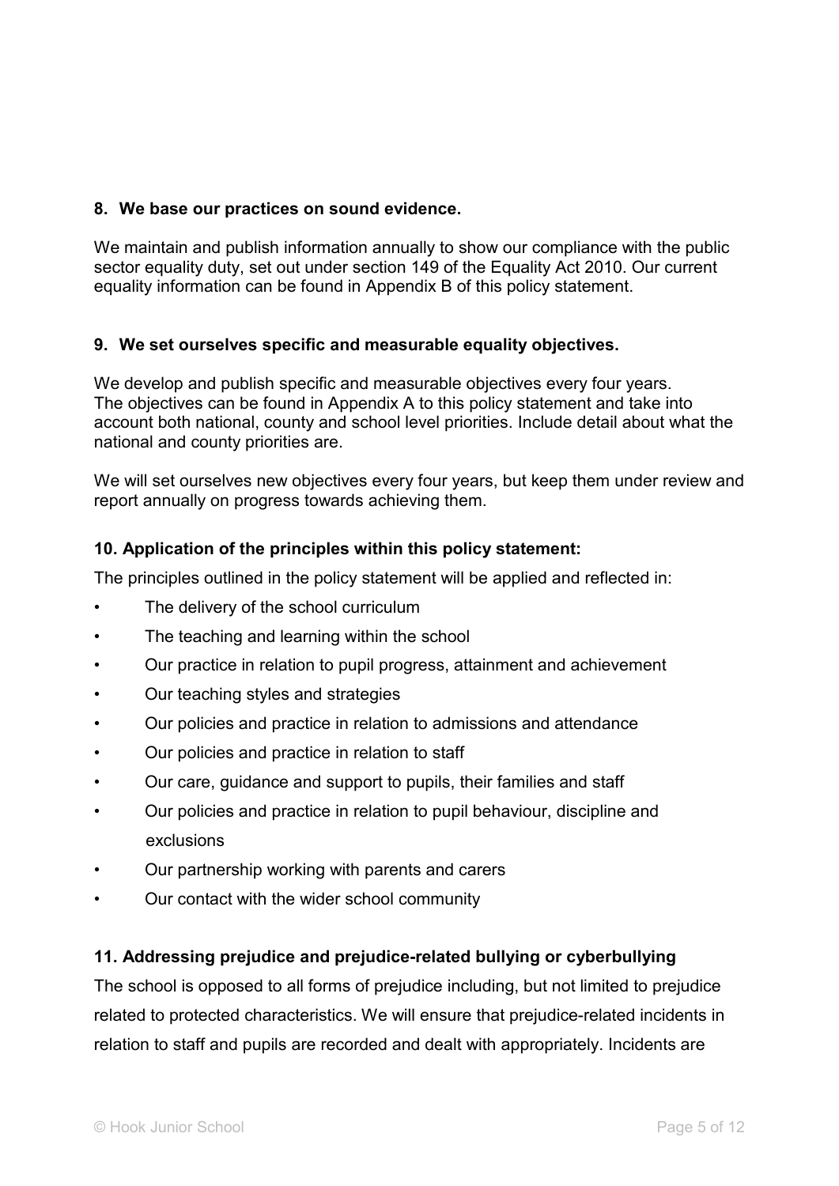## 8. We base our practices on sound evidence.

We maintain and publish information annually to show our compliance with the public sector equality duty, set out under section 149 of the Equality Act 2010. Our current equality information can be found in Appendix B of this policy statement.

## 9. We set ourselves specific and measurable equality objectives.

We develop and publish specific and measurable objectives every four years. The objectives can be found in Appendix A to this policy statement and take into account both national, county and school level priorities. Include detail about what the national and county priorities are.

We will set ourselves new objectives every four years, but keep them under review and report annually on progress towards achieving them.

## 10. Application of the principles within this policy statement:

The principles outlined in the policy statement will be applied and reflected in:

- The delivery of the school curriculum
- The teaching and learning within the school
- Our practice in relation to pupil progress, attainment and achievement
- Our teaching styles and strategies
- Our policies and practice in relation to admissions and attendance
- Our policies and practice in relation to staff
- Our care, guidance and support to pupils, their families and staff
- Our policies and practice in relation to pupil behaviour, discipline and exclusions
- Our partnership working with parents and carers
- Our contact with the wider school community

## 11. Addressing prejudice and prejudice-related bullying or cyberbullying

The school is opposed to all forms of prejudice including, but not limited to prejudice related to protected characteristics. We will ensure that prejudice-related incidents in relation to staff and pupils are recorded and dealt with appropriately. Incidents are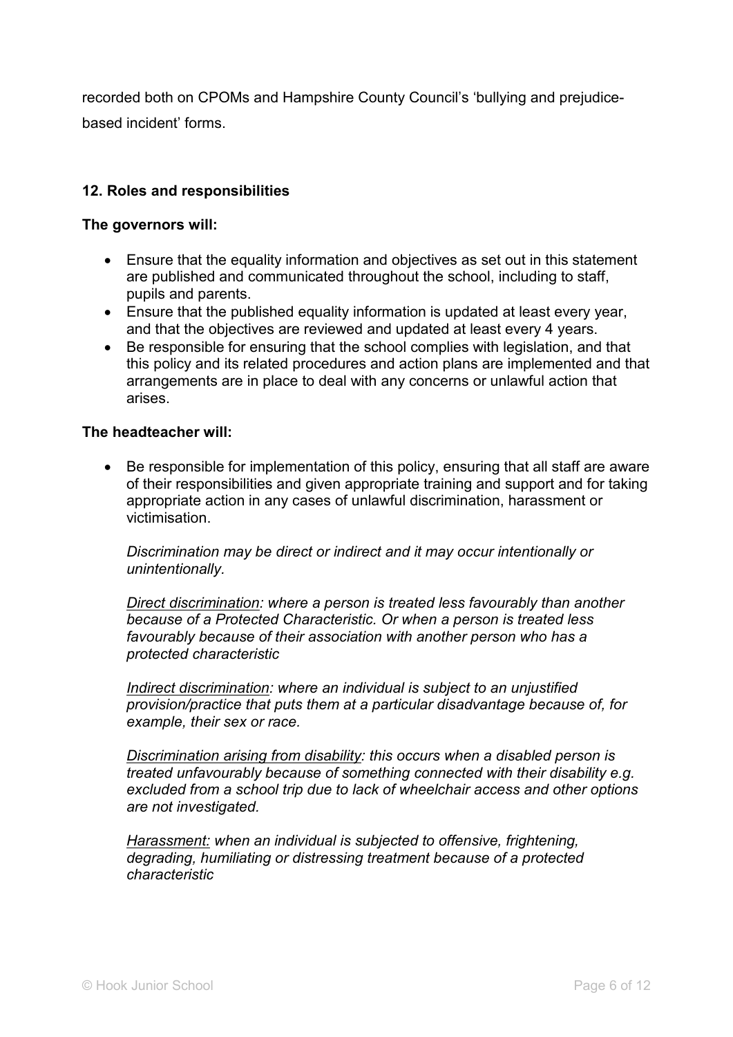recorded both on CPOMs and Hampshire County Council's 'bullying and prejudice-based incident' forms.

## 12. Roles and responsibilities

**The governors will:**

- Ensure that the equality information and objectives as set out in this statement are published and communicated throughout the school, including to staff, pupils and parents.
- Ensure that the published equality information is updated at least every year, and that the objectives are reviewed and updated at least every 4 years.
- Be responsible for ensuring that the school complies with legislation, and that this policy and its related procedures and action plans are implemented and that arrangements are in place to deal with any concerns or unlawful action that arises.

**The headteacher will:**

- Be responsible for implementation of this policy, ensuring that all staff are aware of their responsibilities and given appropriate training and support and for taking appropriate action in any cases of unlawful discrimination, harassment or victimisation.

  *Discrimination may be direct or indirect and it may occur intentionally or unintentionally.*

  *<u>Direct discrimination</u>: where a person is treated less favourably than another because of a Protected Characteristic. Or when a person is treated less favourably because of their association with another person who has a protected characteristic*

  *<u>Indirect discrimination</u>: where an individual is subject to an unjustified provision/practice that puts them at a particular disadvantage because of, for example, their sex or race.*

  *<u>Discrimination arising from disability</u>: this occurs when a disabled person is treated unfavourably because of something connected with their disability e.g. excluded from a school trip due to lack of wheelchair access and other options are not investigated.*

  *<u>Harassment:</u> when an individual is subjected to offensive, frightening, degrading, humiliating or distressing treatment because of a protected characteristic*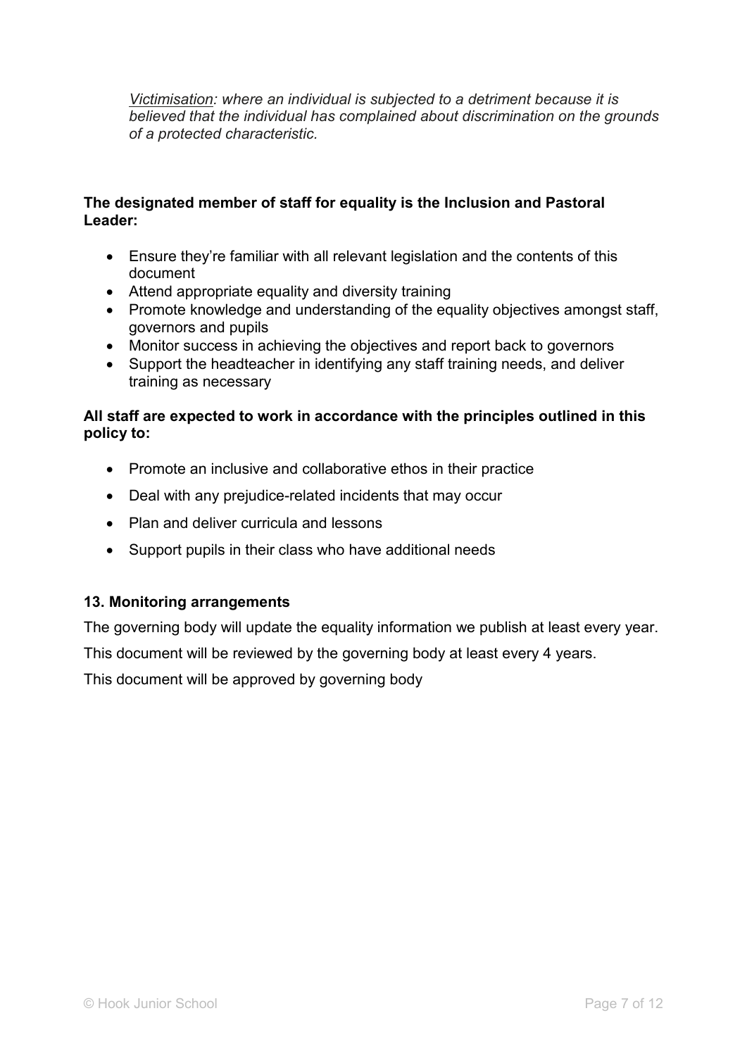*<u>Victimisation</u>: where an individual is subjected to a detriment because it is believed that the individual has complained about discrimination on the grounds of a protected characteristic.*

**The designated member of staff for equality is the Inclusion and Pastoral Leader:**

- Ensure they're familiar with all relevant legislation and the contents of this document
- Attend appropriate equality and diversity training
- Promote knowledge and understanding of the equality objectives amongst staff, governors and pupils
- Monitor success in achieving the objectives and report back to governors
- Support the headteacher in identifying any staff training needs, and deliver training as necessary

**All staff are expected to work in accordance with the principles outlined in this policy to:**

- Promote an inclusive and collaborative ethos in their practice
- Deal with any prejudice-related incidents that may occur
- Plan and deliver curricula and lessons
- Support pupils in their class who have additional needs

### 13. Monitoring arrangements

The governing body will update the equality information we publish at least every year.

This document will be reviewed by the governing body at least every 4 years.

This document will be approved by governing body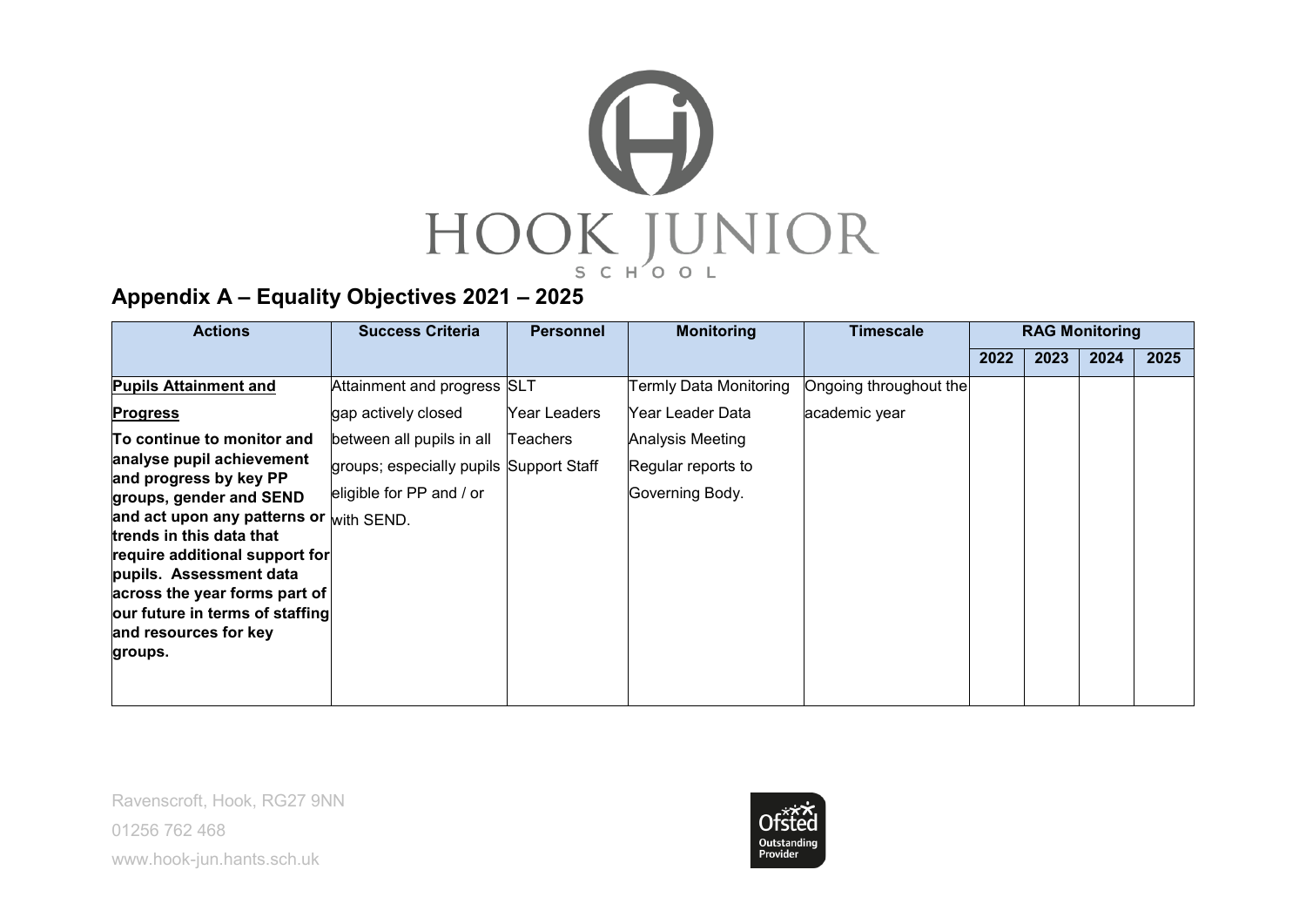## Appendix A – Equality Objectives 2021 – 2025

| Actions | Success Criteria | Personnel | Monitoring | Timescale | RAG Monitoring | | | |
|---|---|---|---|---|---|---|---|---|
| | | | | | 2022 | 2023 | 2024 | 2025 |
| <u>**Pupils Attainment and Progress**</u> **To continue to monitor and analyse pupil achievement and progress by key PP groups, gender and SEND and act upon any patterns or trends in this data that require additional support for pupils. Assessment data across the year forms part of our future in terms of staffing and resources for key groups.** | Attainment and progress gap actively closed between all pupils in all groups; especially pupils eligible for PP and / or with SEND. | SLT Year Leaders Teachers Support Staff | Termly Data Monitoring Year Leader Data Analysis Meeting Regular reports to Governing Body. | Ongoing throughout the academic year | | | | |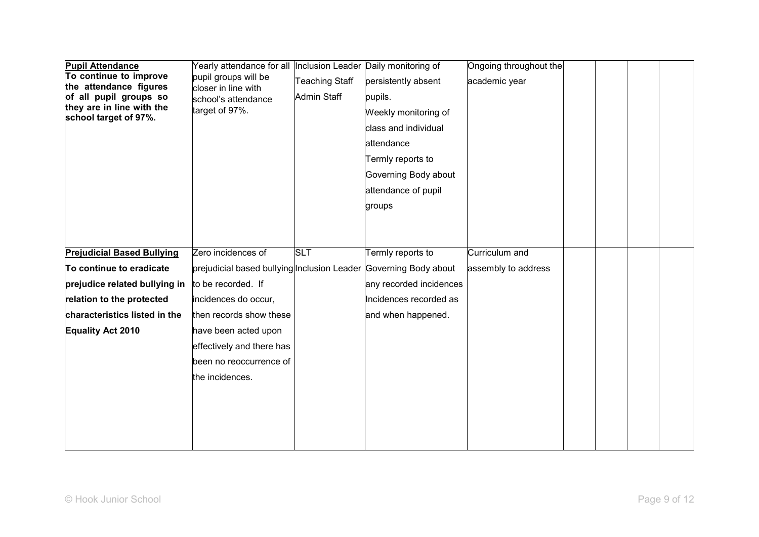| | | | | | | | | |
|---|---|---|---|---|---|---|---|---|
| **Pupil Attendance**<br>**To continue to improve the attendance figures of all pupil groups so they are in line with the school target of 97%.** | Yearly attendance for all pupil groups will be closer in line with school's attendance target of 97%. | Inclusion Leader<br>Teaching Staff<br>Admin Staff | Daily monitoring of persistently absent pupils.<br>Weekly monitoring of class and individual attendance<br>Termly reports to Governing Body about attendance of pupil groups | Ongoing throughout the academic year | | | | |
| **Prejudicial Based Bullying**<br>**To continue to eradicate prejudice related bullying in relation to the protected characteristics listed in the Equality Act 2010** | Zero incidences of prejudicial based bullying to be recorded. If incidences do occur, then records show these have been acted upon effectively and there has been no reoccurrence of the incidences. | SLT<br>Inclusion Leader | Termly reports to Governing Body about any recorded incidences<br>Incidences recorded as and when happened. | Curriculum and assembly to address | | | | |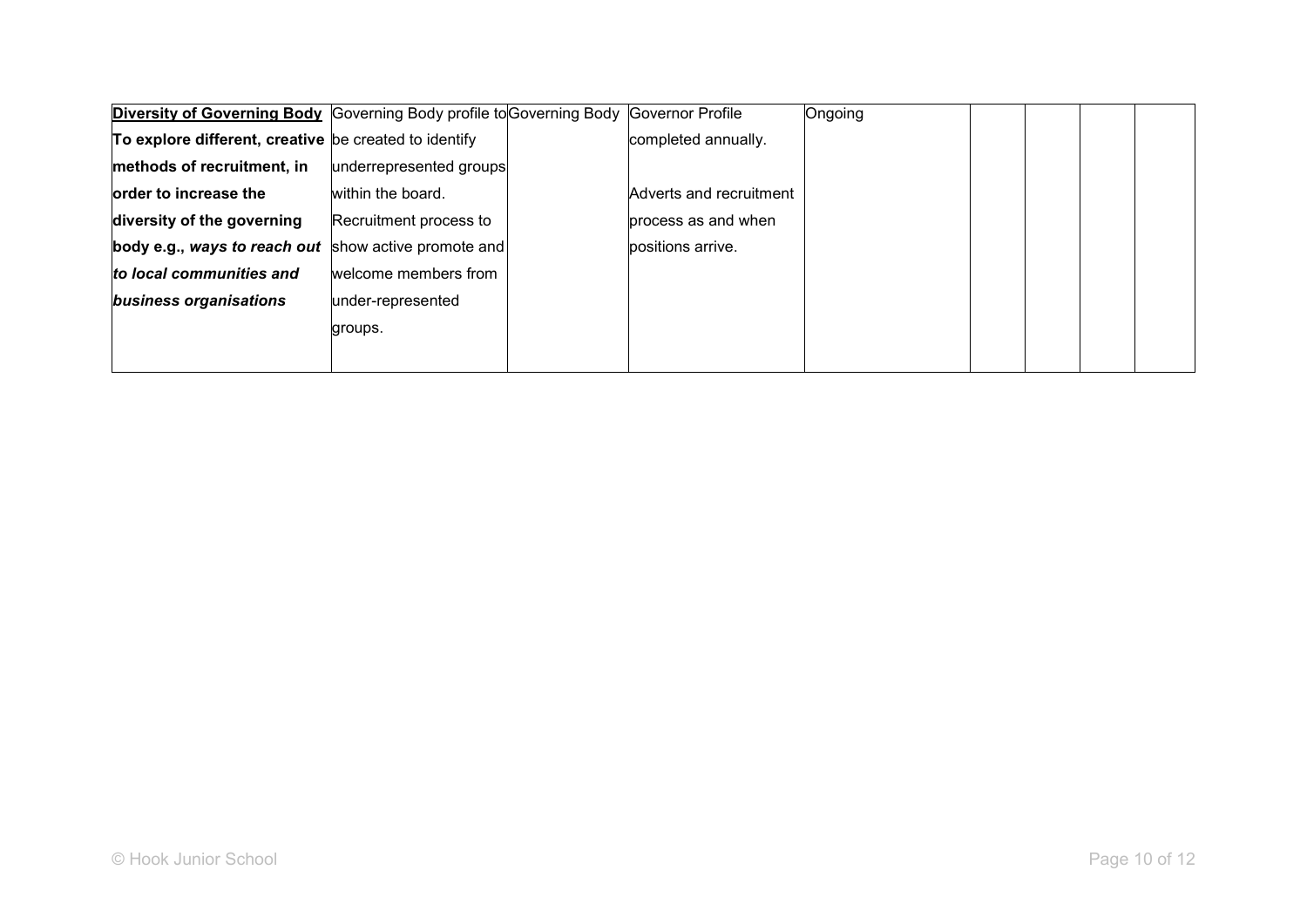| | | | | | | | | |
|---|---|---|---|---|---|---|---|---|
| **Diversity of Governing Body** **To explore different, creative methods of recruitment, in order to increase the diversity of the governing body e.g., *ways to reach out to local communities and business organisations*** | Governing Body profile to be created to identify underrepresented groups within the board. Recruitment process to show active promote and welcome members from under-represented groups. | Governing Body | Governor Profile completed annually. Adverts and recruitment process as and when positions arrive. | Ongoing | | | | |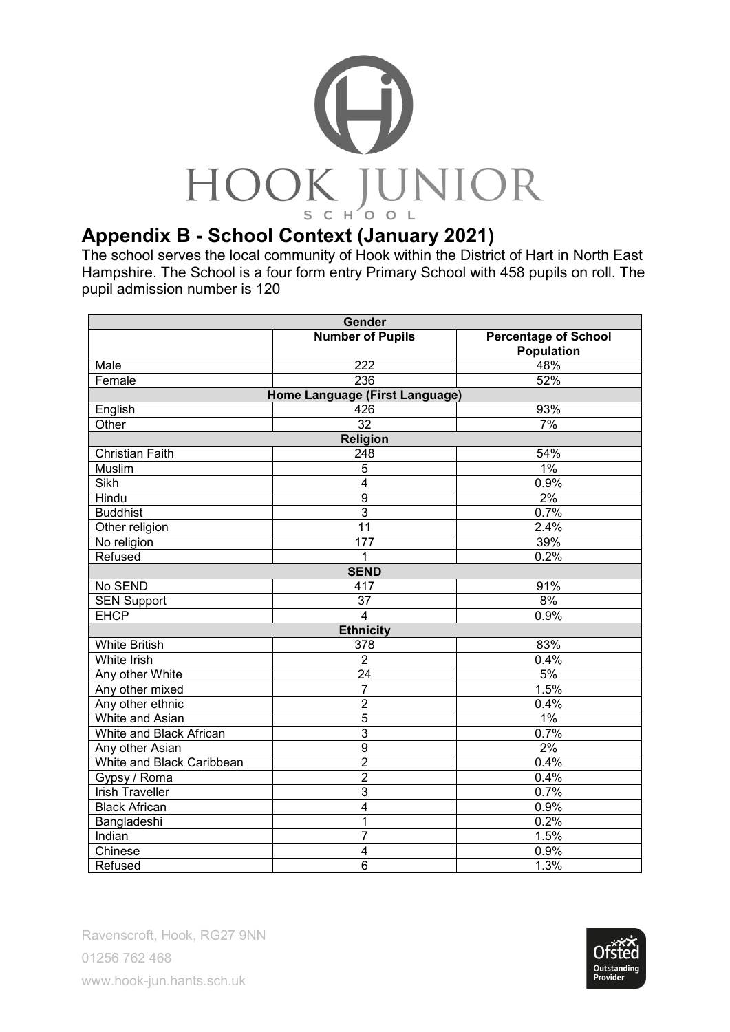# Appendix B - School Context (January 2021)

The school serves the local community of Hook within the District of Hart in North East Hampshire. The School is a four form entry Primary School with 458 pupils on roll. The pupil admission number is 120

| Gender | | |
|---|---|---|
| | **Number of Pupils** | **Percentage of School Population** |
| Male | 222 | 48% |
| Female | 236 | 52% |
| **Home Language (First Language)** | | |
| English | 426 | 93% |
| Other | 32 | 7% |
| **Religion** | | |
| Christian Faith | 248 | 54% |
| Muslim | 5 | 1% |
| Sikh | 4 | 0.9% |
| Hindu | 9 | 2% |
| Buddhist | 3 | 0.7% |
| Other religion | 11 | 2.4% |
| No religion | 177 | 39% |
| Refused | 1 | 0.2% |
| **SEND** | | |
| No SEND | 417 | 91% |
| SEN Support | 37 | 8% |
| EHCP | 4 | 0.9% |
| **Ethnicity** | | |
| White British | 378 | 83% |
| White Irish | 2 | 0.4% |
| Any other White | 24 | 5% |
| Any other mixed | 7 | 1.5% |
| Any other ethnic | 2 | 0.4% |
| White and Asian | 5 | 1% |
| White and Black African | 3 | 0.7% |
| Any other Asian | 9 | 2% |
| White and Black Caribbean | 2 | 0.4% |
| Gypsy / Roma | 2 | 0.4% |
| Irish Traveller | 3 | 0.7% |
| Black African | 4 | 0.9% |
| Bangladeshi | 1 | 0.2% |
| Indian | 7 | 1.5% |
| Chinese | 4 | 0.9% |
| Refused | 6 | 1.3% |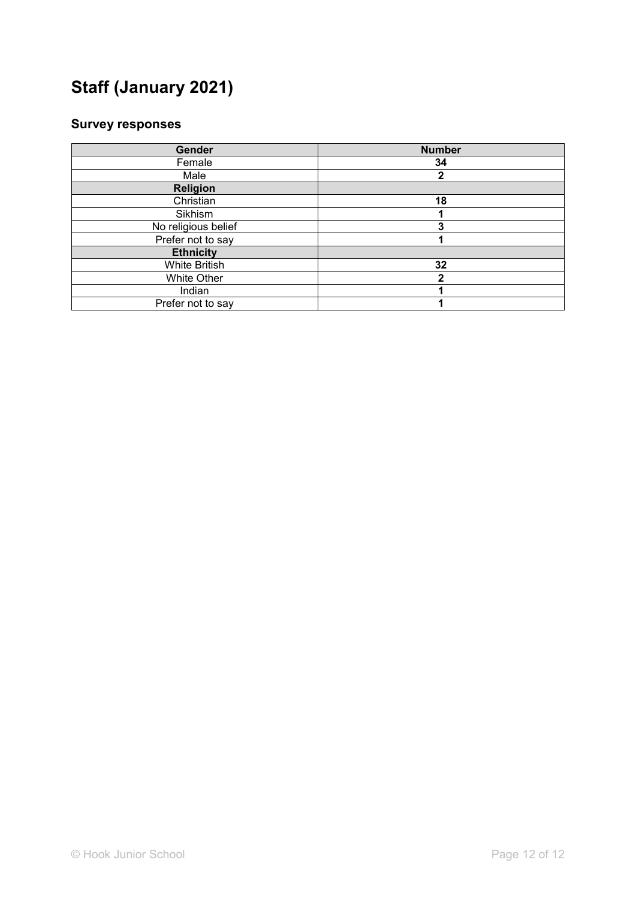# Staff (January 2021)

## Survey responses

| Gender | Number |
|---|---|
| Female | **34** |
| Male | **2** |
| **Religion** | |
| Christian | **18** |
| Sikhism | **1** |
| No religious belief | **3** |
| Prefer not to say | **1** |
| **Ethnicity** | |
| White British | **32** |
| White Other | **2** |
| Indian | **1** |
| Prefer not to say | **1** |